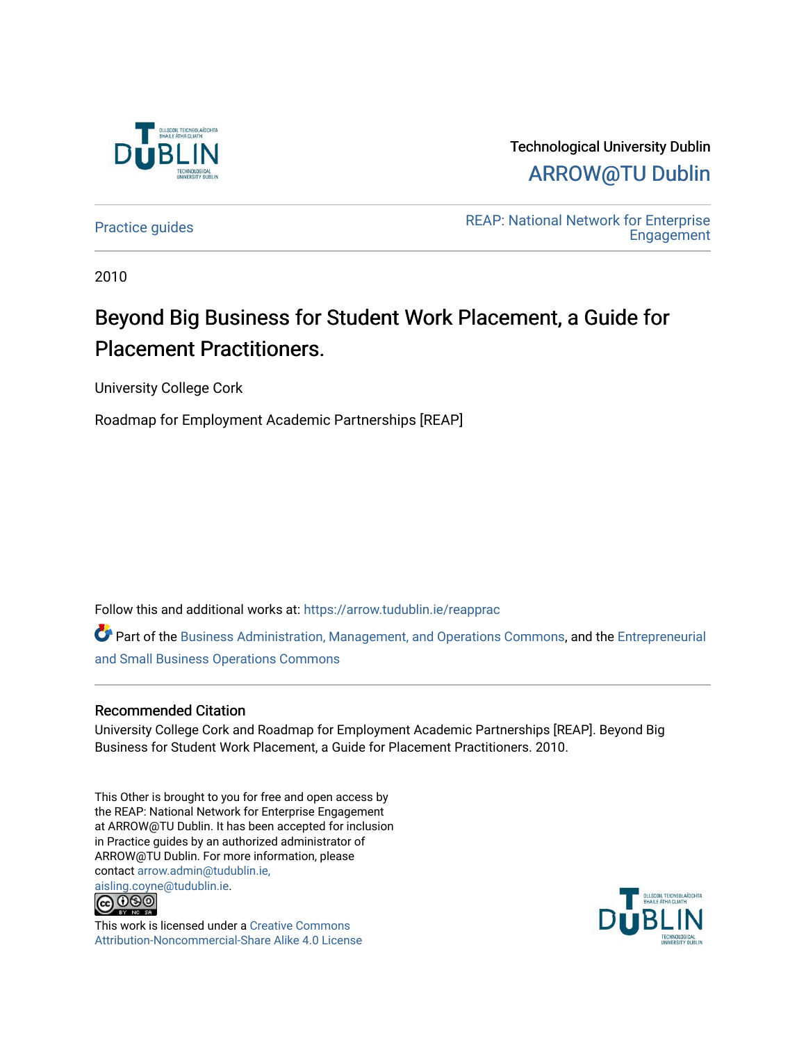Technological University Dublin

ARROW@TU Dublin

Practice guides

REAP: National Network for Enterprise Engagement

2010

# Beyond Big Business for Student Work Placement, a Guide for Placement Practitioners.

University College Cork

Roadmap for Employment Academic Partnerships [REAP]

Follow this and additional works at: https://arrow.tudublin.ie/reapprac

Part of the Business Administration, Management, and Operations Commons, and the Entrepreneurial and Small Business Operations Commons

### Recommended Citation

University College Cork and Roadmap for Employment Academic Partnerships [REAP]. Beyond Big Business for Student Work Placement, a Guide for Placement Practitioners. 2010.

This Other is brought to you for free and open access by the REAP: National Network for Enterprise Engagement at ARROW@TU Dublin. It has been accepted for inclusion in Practice guides by an authorized administrator of ARROW@TU Dublin. For more information, please contact arrow.admin@tudublin.ie, aisling.coyne@tudublin.ie.

This work is licensed under a Creative Commons Attribution-Noncommercial-Share Alike 4.0 License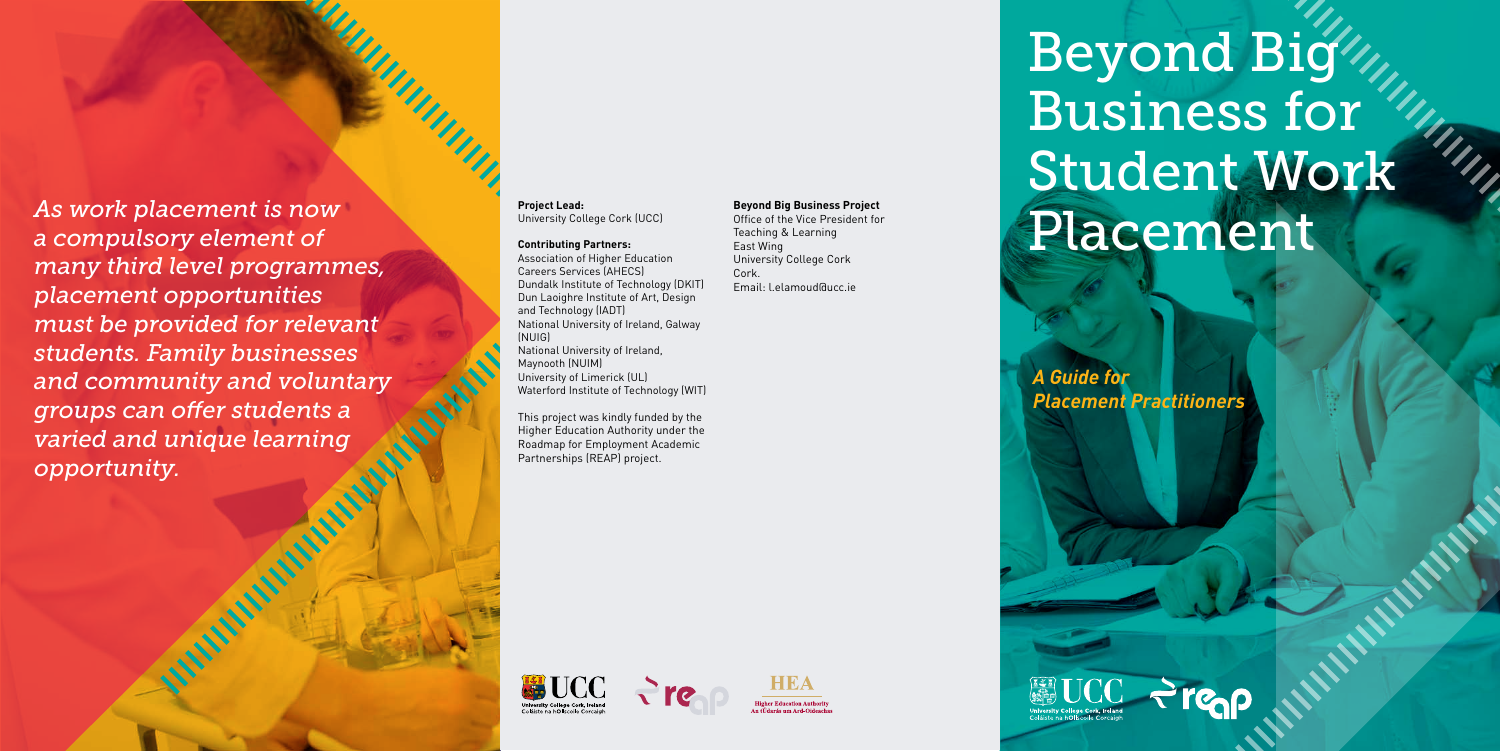*As work placement is now a compulsory element of many third level programmes, placement opportunities must be provided for relevant students. Family businesses and community and voluntary groups can offer students a varied and unique learning opportunity.*

**Project Lead:**
University College Cork (UCC)

**Contributing Partners:**
Association of Higher Education Careers Services (AHECS)
Dundalk Institute of Technology (DKIT)
Dun Laoighre Institute of Art, Design and Technology (IADT)
National University of Ireland, Galway (NUIG)
National University of Ireland, Maynooth (NUIM)
University of Limerick (UL)
Waterford Institute of Technology (WIT)

This project was kindly funded by the Higher Education Authority under the Roadmap for Employment Academic Partnerships (REAP) project.

**Beyond Big Business Project**
Office of the Vice President for Teaching & Learning
East Wing
University College Cork
Cork.
Email: l.elamoud@ucc.ie

# Beyond Big Business for Student Work Placement

***A Guide for Placement Practitioners***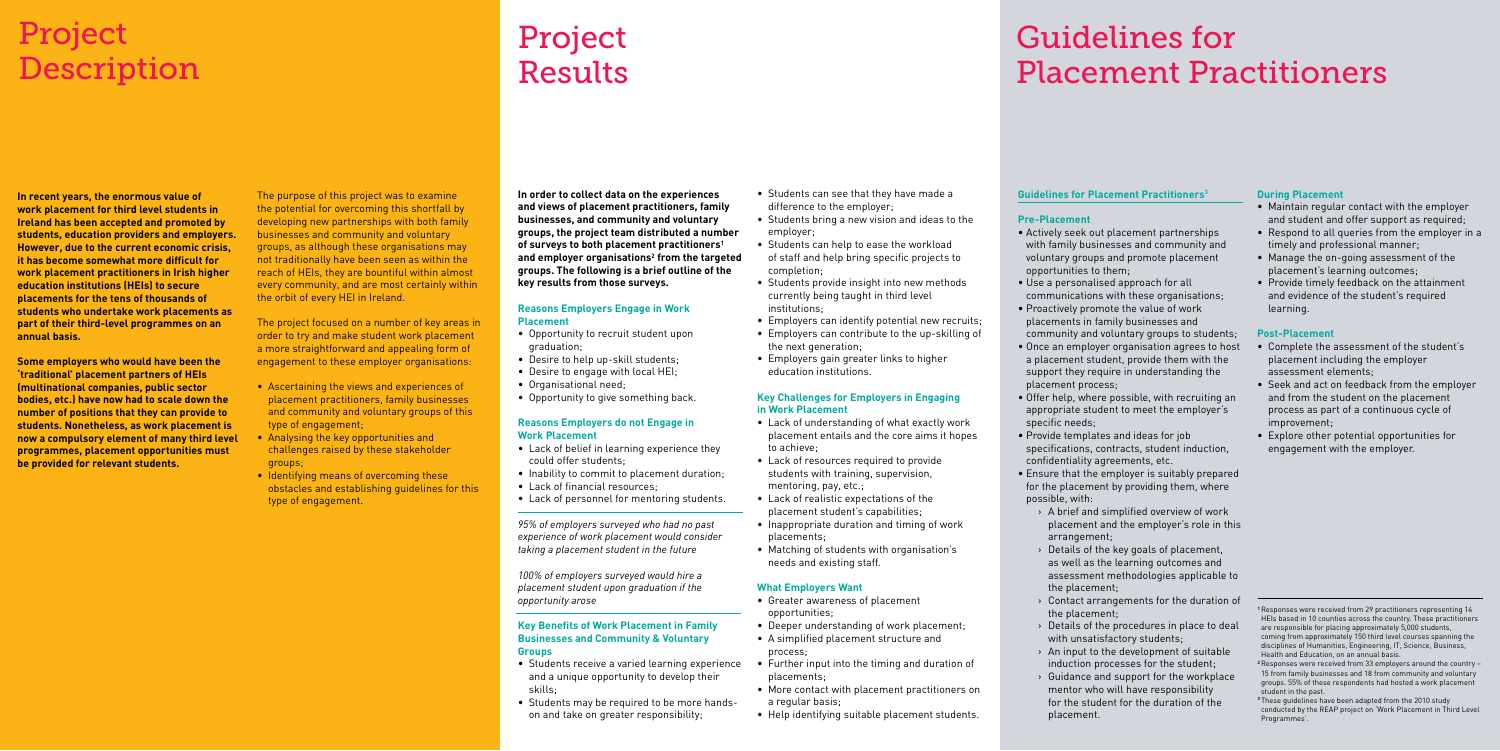# Project Description

**In recent years, the enormous value of work placement for third level students in Ireland has been accepted and promoted by students, education providers and employers. However, due to the current economic crisis, it has become somewhat more difficult for work placement practitioners in Irish higher education institutions (HEIs) to secure placements for the tens of thousands of students who undertake work placements as part of their third-level programmes on an annual basis.**

**Some employers who would have been the 'traditional' placement partners of HEIs (multinational companies, public sector bodies, etc.) have now had to scale down the number of positions that they can provide to students. Nonetheless, as work placement is now a compulsory element of many third level programmes, placement opportunities must be provided for relevant students.**

The purpose of this project was to examine the potential for overcoming this shortfall by developing new partnerships with both family businesses and community and voluntary groups, as although these organisations may not traditionally have been seen as within the reach of HEIs, they are bountiful within almost every community, and are most certainly within the orbit of every HEI in Ireland.

The project focused on a number of key areas in order to try and make student work placement a more straightforward and appealing form of engagement to these employer organisations:

- Ascertaining the views and experiences of placement practitioners, family businesses and community and voluntary groups of this type of engagement;
- Analysing the key opportunities and challenges raised by these stakeholder groups;
- Identifying means of overcoming these obstacles and establishing guidelines for this type of engagement.

# Project Results

**In order to collect data on the experiences and views of placement practitioners, family businesses, and community and voluntary groups, the project team distributed a number of surveys to both placement practitioners[1] and employer organisations[2] from the targeted groups. The following is a brief outline of the key results from those surveys.**

### Reasons Employers Engage in Work Placement

- Opportunity to recruit student upon graduation;
- Desire to help up-skill students;
- Desire to engage with local HEI;
- Organisational need;
- Opportunity to give something back.

### Reasons Employers do not Engage in Work Placement

- Lack of belief in learning experience they could offer students;
- Inability to commit to placement duration;
- Lack of financial resources;
- Lack of personnel for mentoring students.

*95% of employers surveyed who had no past experience of work placement would consider taking a placement student in the future*

*100% of employers surveyed would hire a placement student upon graduation if the opportunity arose*

### Key Benefits of Work Placement in Family Businesses and Community & Voluntary Groups

- Students receive a varied learning experience and a unique opportunity to develop their skills;
- Students may be required to be more hands-on and take on greater responsibility;
- Students can see that they have made a difference to the employer;
- Students bring a new vision and ideas to the employer;
- Students can help to ease the workload of staff and help bring specific projects to completion;
- Students provide insight into new methods currently being taught in third level institutions;
- Employers can identify potential new recruits;
- Employers can contribute to the up-skilling of the next generation;
- Employers gain greater links to higher education institutions.

### Key Challenges for Employers in Engaging in Work Placement

- Lack of understanding of what exactly work placement entails and the core aims it hopes to achieve;
- Lack of resources required to provide students with training, supervision, mentoring, pay, etc.;
- Lack of realistic expectations of the placement student's capabilities;
- Inappropriate duration and timing of work placements;
- Matching of students with organisation's needs and existing staff.

### What Employers Want

- Greater awareness of placement opportunities;
- Deeper understanding of work placement;
- A simplified placement structure and process;
- Further input into the timing and duration of placements;
- More contact with placement practitioners on a regular basis;
- Help identifying suitable placement students.

# Guidelines for Placement Practitioners

### Guidelines for Placement Practitioners[3]

### Pre-Placement

- Actively seek out placement partnerships with family businesses and community and voluntary groups and promote placement opportunities to them;
- Use a personalised approach for all communications with these organisations;
- Proactively promote the value of work placements in family businesses and community and voluntary groups to students;
- Once an employer organisation agrees to host a placement student, provide them with the support they require in understanding the placement process;
- Offer help, where possible, with recruiting an appropriate student to meet the employer's specific needs;
- Provide templates and ideas for job specifications, contracts, student induction, confidentiality agreements, etc.
- Ensure that the employer is suitably prepared for the placement by providing them, where possible, with:
  - A brief and simplified overview of work placement and the employer's role in this arrangement;
  - Details of the key goals of placement, as well as the learning outcomes and assessment methodologies applicable to the placement;
  - Contact arrangements for the duration of the placement;
  - Details of the procedures in place to deal with unsatisfactory students;
  - An input to the development of suitable induction processes for the student;
  - Guidance and support for the workplace mentor who will have responsibility for the student for the duration of the placement.

### During Placement

- Maintain regular contact with the employer and student and offer support as required;
- Respond to all queries from the employer in a timely and professional manner;
- Manage the on-going assessment of the placement's learning outcomes;
- Provide timely feedback on the attainment and evidence of the student's required learning.

### Post-Placement

- Complete the assessment of the student's placement including the employer assessment elements;
- Seek and act on feedback from the employer and from the student on the placement process as part of a continuous cycle of improvement;
- Explore other potential opportunities for engagement with the employer.

---

[1] Responses were received from 29 practitioners representing 14 HEIs based in 10 counties across the country. These practitioners are responsible for placing approximately 5,000 students, coming from approximately 150 third level courses spanning the disciplines of Humanities, Engineering, IT, Science, Business, Health and Education, on an annual basis.

[2] Responses were received from 33 employers around the country – 15 from family businesses and 18 from community and voluntary groups. 55% of these respondents had hosted a work placement student in the past.

[3] These guidelines have been adapted from the 2010 study conducted by the REAP project on 'Work Placement in Third Level Programmes'.